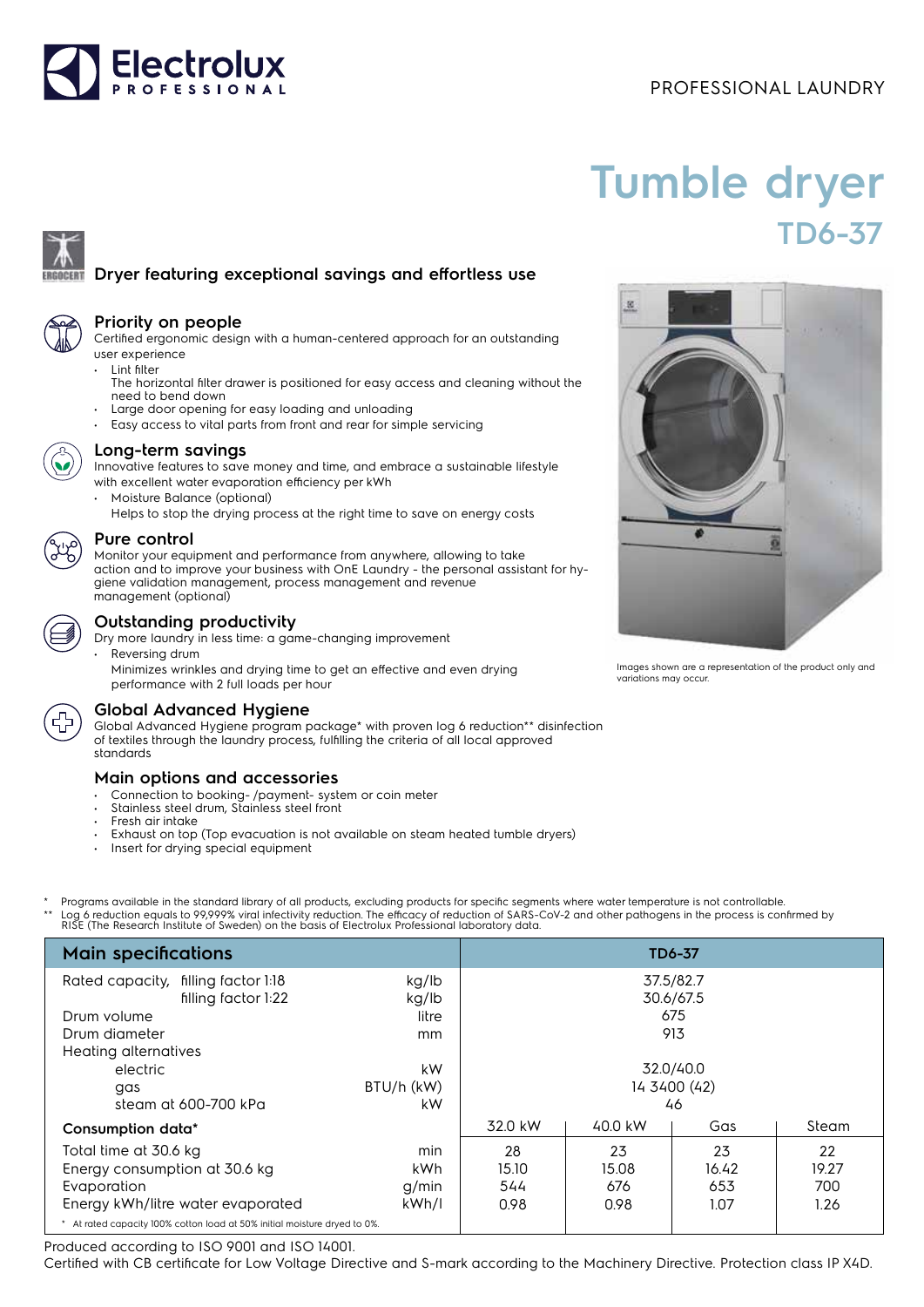Electrolux PROFESSIONAL

PROFESSIONAL LAUNDRY

# Tumble dryer
## TD6-37

### Dryer featuring exceptional savings and effortless use

### Priority on people
Certified ergonomic design with a human-centered approach for an outstanding user experience
- Lint filter
  The horizontal filter drawer is positioned for easy access and cleaning without the need to bend down
- Large door opening for easy loading and unloading
- Easy access to vital parts from front and rear for simple servicing

### Long-term savings
Innovative features to save money and time, and embrace a sustainable lifestyle with excellent water evaporation efficiency per kWh
- Moisture Balance (optional)
  Helps to stop the drying process at the right time to save on energy costs

### Pure control
Monitor your equipment and performance from anywhere, allowing to take action and to improve your business with OnE Laundry - the personal assistant for hygiene validation management, process management and revenue management (optional)

### Outstanding productivity
Dry more laundry in less time: a game-changing improvement
- Reversing drum
  Minimizes wrinkles and drying time to get an effective and even drying performance with 2 full loads per hour

### Global Advanced Hygiene
Global Advanced Hygiene program package* with proven log 6 reduction** disinfection of textiles through the laundry process, fulfilling the criteria of all local approved standards

### Main options and accessories
- Connection to booking- /payment- system or coin meter
- Stainless steel drum, Stainless steel front
- Fresh air intake
- Exhaust on top (Top evacuation is not available on steam heated tumble dryers)
- Insert for drying special equipment

Images shown are a representation of the product only and variations may occur.

\* Programs available in the standard library of all products, excluding products for specific segments where water temperature is not controllable.
\*\* Log 6 reduction equals to 99,999% viral infectivity reduction. The efficacy of reduction of SARS-CoV-2 and other pathogens in the process is confirmed by RISE (The Research Institute of Sweden) on the basis of Electrolux Professional laboratory data.

| Main specifications | | TD6-37 | | | |
|---|---|---|---|---|---|
| Rated capacity, filling factor 1:18 | kg/lb | 37.5/82.7 | | | |
| filling factor 1:22 | kg/lb | 30.6/67.5 | | | |
| Drum volume | litre | 675 | | | |
| Drum diameter | mm | 913 | | | |
| Heating alternatives | | | | | |
| electric | kW | 32.0/40.0 | | | |
| gas | BTU/h (kW) | 14 3400 (42) | | | |
| steam at 600-700 kPa | kW | 46 | | | |
| **Consumption data*** | | 32.0 kW | 40.0 kW | Gas | Steam |
| Total time at 30.6 kg | min | 28 | 23 | 23 | 22 |
| Energy consumption at 30.6 kg | kWh | 15.10 | 15.08 | 16.42 | 19.27 |
| Evaporation | g/min | 544 | 676 | 653 | 700 |
| Energy kWh/litre water evaporated | kWh/l | 0.98 | 0.98 | 1.07 | 1.26 |

\* At rated capacity 100% cotton load at 50% initial moisture dryed to 0%.

Produced according to ISO 9001 and ISO 14001.
Certified with CB certificate for Low Voltage Directive and S-mark according to the Machinery Directive. Protection class IP X4D.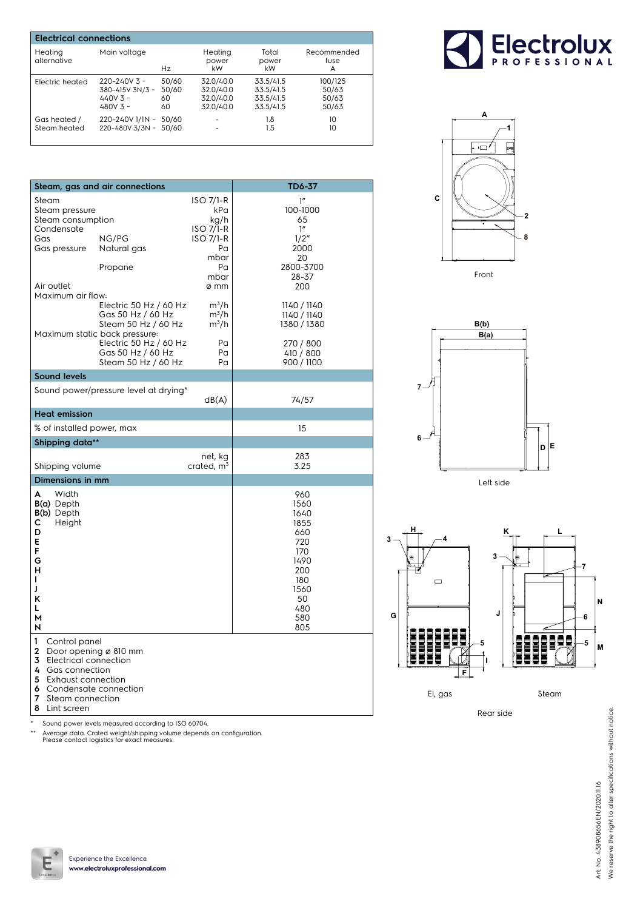## Electrical connections

| Heating alternative | Main voltage | Hz | Heating power kW | Total power kW | Recommended fuse A |
|---|---|---|---|---|---|
| Electric heated | 220-240V 3 ~ | 50/60 | 32.0/40.0 | 33.5/41.5 | 100/125 |
| | 380-415V 3N/3 ~ | 50/60 | 32.0/40.0 | 33.5/41.5 | 50/63 |
| | 440V 3 ~ | 60 | 32.0/40.0 | 33.5/41.5 | 50/63 |
| | 480V 3 ~ | 60 | 32.0/40.0 | 33.5/41.5 | 50/63 |
| Gas heated / Steam heated | 220-240V 1/1N ~ | 50/60 | - | 1.8 | 10 |
| | 220-480V 3/3N ~ | 50/60 | - | 1.5 | 10 |

| Steam, gas and air connections | | | TD6-37 |
|---|---|---|---|
| Steam | | ISO 7/1-R | 1" |
| Steam pressure | | kPa | 100-1000 |
| Steam consumption | | kg/h | 65 |
| Condensate | | ISO 7/1-R | 1" |
| Gas | NG/PG | ISO 7/1-R | 1/2" |
| Gas pressure | Natural gas | Pa | 2000 |
| | | mbar | 20 |
| | Propane | Pa | 2800-3700 |
| | | mbar | 28-37 |
| Air outlet | | ø mm | 200 |
| Maximum air flow: | | | |
| | Electric 50 Hz / 60 Hz | $m^3$/h | 1140 / 1140 |
| | Gas 50 Hz / 60 Hz | $m^3$/h | 1140 / 1140 |
| | Steam 50 Hz / 60 Hz | $m^3$/h | 1380 / 1380 |
| Maximum static back pressure: | | | |
| | Electric 50 Hz / 60 Hz | Pa | 270 / 800 |
| | Gas 50 Hz / 60 Hz | Pa | 410 / 800 |
| | Steam 50 Hz / 60 Hz | Pa | 900 / 1100 |
| **Sound levels** | | | |
| Sound power/pressure level at drying* | | dB(A) | 74/57 |
| **Heat emission** | | | |
| % of installed power, max | | | 15 |
| **Shipping data**** | | | |
| | | net, kg | 283 |
| Shipping volume | | crated, $m^3$ | 3.25 |
| **Dimensions in mm** | | | |
| **A** Width | | | 960 |
| **B(a)** Depth | | | 1560 |
| **B(b)** Depth | | | 1640 |
| **C** Height | | | 1855 |
| **D** | | | 660 |
| **E** | | | 720 |
| **F** | | | 170 |
| **G** | | | 1490 |
| **H** | | | 200 |
| **I** | | | 180 |
| **J** | | | 1560 |
| **K** | | | 50 |
| **L** | | | 480 |
| **M** | | | 580 |
| **N** | | | 805 |

1. Control panel
2. Door opening ø 810 mm
3. Electrical connection
4. Gas connection
5. Exhaust connection
6. Condensate connection
7. Steam connection
8. Lint screen

\* Sound power levels measured according to ISO 60704.

\*\* Average data. Crated weight/shipping volume depends on configuration. Please contact logistics for exact measures.

Front

Left side

El, gas

Steam

Rear side

Experience the Excellence
**www.electroluxprofessional.com**

Art No. 438908656EN/2020.11.16
We reserve the right to alter specifications without notice.